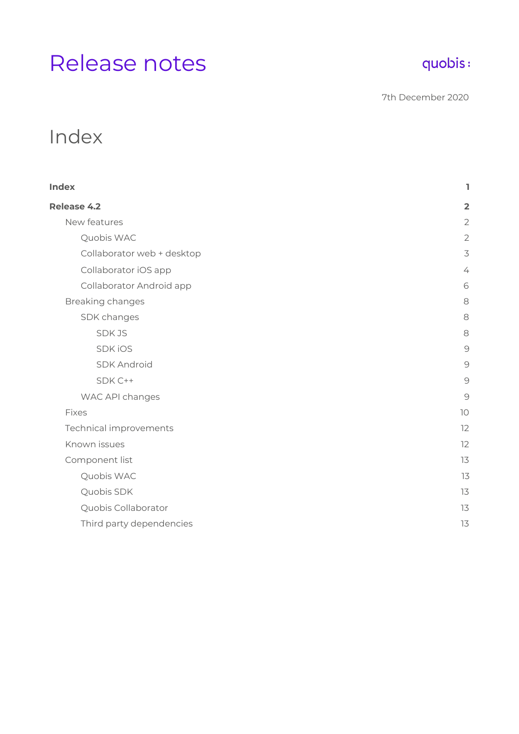# Release notes

quobis

7th December 2020

## Index

**Index** 1

**Release 4.2** 2

- New features 2
  - Quobis WAC 2
  - Collaborator web + desktop 3
  - Collaborator iOS app 4
  - Collaborator Android app 6
- Breaking changes 8
  - SDK changes 8
    - SDK JS 8
    - SDK iOS 9
    - SDK Android 9
    - SDK C++ 9
  - WAC API changes 9
- Fixes 10
- Technical improvements 12
- Known issues 12
- Component list 13
  - Quobis WAC 13
  - Quobis SDK 13
  - Quobis Collaborator 13
  - Third party dependencies 13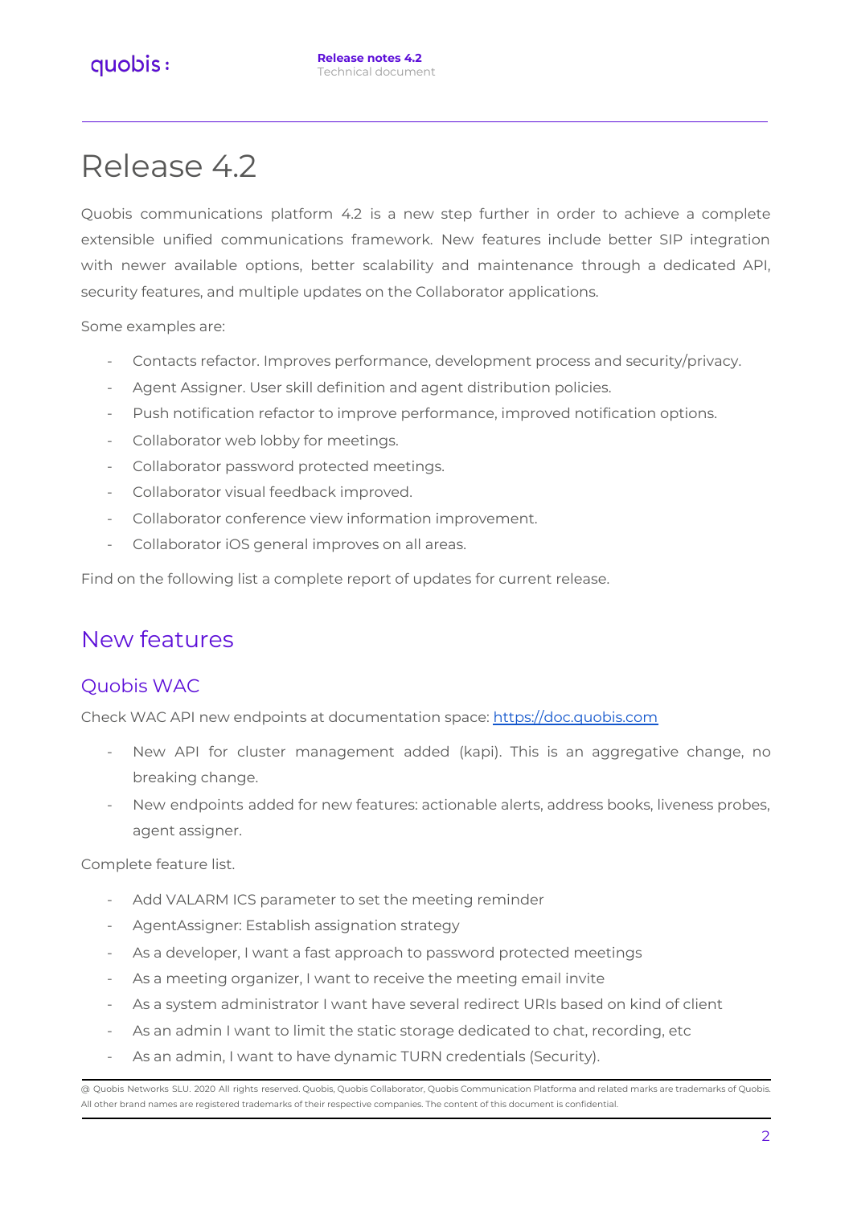# Release 4.2

Quobis communications platform 4.2 is a new step further in order to achieve a complete extensible unified communications framework. New features include better SIP integration with newer available options, better scalability and maintenance through a dedicated API, security features, and multiple updates on the Collaborator applications.

Some examples are:

- Contacts refactor. Improves performance, development process and security/privacy.
- Agent Assigner. User skill definition and agent distribution policies.
- Push notification refactor to improve performance, improved notification options.
- Collaborator web lobby for meetings.
- Collaborator password protected meetings.
- Collaborator visual feedback improved.
- Collaborator conference view information improvement.
- Collaborator iOS general improves on all areas.

Find on the following list a complete report of updates for current release.

## New features

### Quobis WAC

Check WAC API new endpoints at documentation space: https://doc.quobis.com

- New API for cluster management added (kapi). This is an aggregative change, no breaking change.
- New endpoints added for new features: actionable alerts, address books, liveness probes, agent assigner.

Complete feature list.

- Add VALARM ICS parameter to set the meeting reminder
- AgentAssigner: Establish assignation strategy
- As a developer, I want a fast approach to password protected meetings
- As a meeting organizer, I want to receive the meeting email invite
- As a system administrator I want have several redirect URIs based on kind of client
- As an admin I want to limit the static storage dedicated to chat, recording, etc
- As an admin, I want to have dynamic TURN credentials (Security).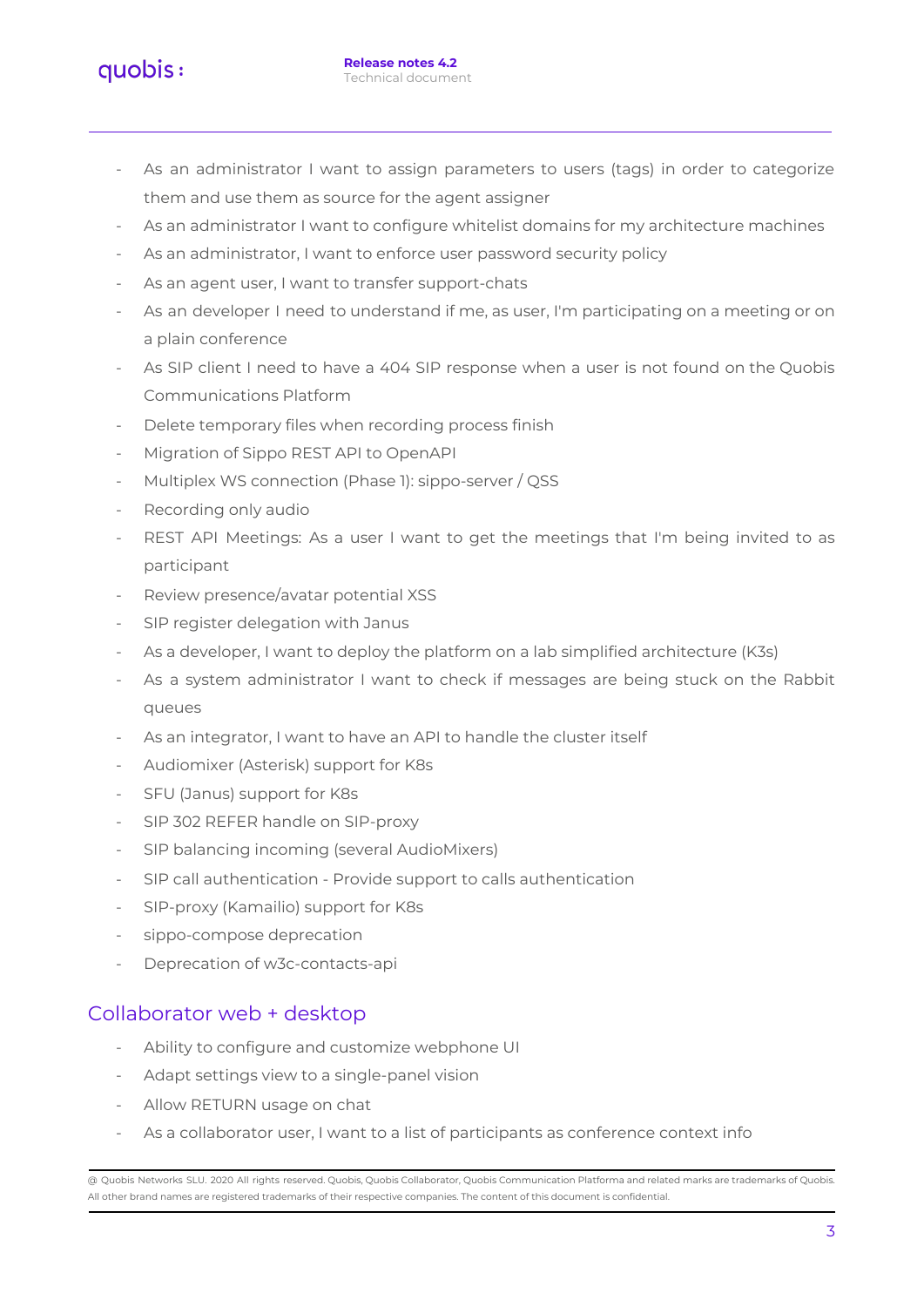- As an administrator I want to assign parameters to users (tags) in order to categorize them and use them as source for the agent assigner
- As an administrator I want to configure whitelist domains for my architecture machines
- As an administrator, I want to enforce user password security policy
- As an agent user, I want to transfer support-chats
- As an developer I need to understand if me, as user, I'm participating on a meeting or on a plain conference
- As SIP client I need to have a 404 SIP response when a user is not found on the Quobis Communications Platform
- Delete temporary files when recording process finish
- Migration of Sippo REST API to OpenAPI
- Multiplex WS connection (Phase 1): sippo-server / QSS
- Recording only audio
- REST API Meetings: As a user I want to get the meetings that I'm being invited to as participant
- Review presence/avatar potential XSS
- SIP register delegation with Janus
- As a developer, I want to deploy the platform on a lab simplified architecture (K3s)
- As a system administrator I want to check if messages are being stuck on the Rabbit queues
- As an integrator, I want to have an API to handle the cluster itself
- Audiomixer (Asterisk) support for K8s
- SFU (Janus) support for K8s
- SIP 302 REFER handle on SIP-proxy
- SIP balancing incoming (several AudioMixers)
- SIP call authentication - Provide support to calls authentication
- SIP-proxy (Kamailio) support for K8s
- sippo-compose deprecation
- Deprecation of w3c-contacts-api

## Collaborator web + desktop

- Ability to configure and customize webphone UI
- Adapt settings view to a single-panel vision
- Allow RETURN usage on chat
- As a collaborator user, I want to a list of participants as conference context info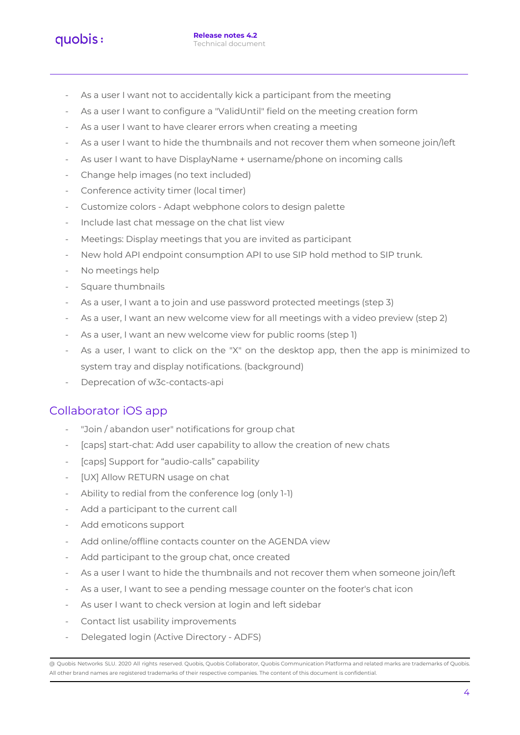- As a user I want not to accidentally kick a participant from the meeting
- As a user I want to configure a "ValidUntil" field on the meeting creation form
- As a user I want to have clearer errors when creating a meeting
- As a user I want to hide the thumbnails and not recover them when someone join/left
- As user I want to have DisplayName + username/phone on incoming calls
- Change help images (no text included)
- Conference activity timer (local timer)
- Customize colors - Adapt webphone colors to design palette
- Include last chat message on the chat list view
- Meetings: Display meetings that you are invited as participant
- New hold API endpoint consumption API to use SIP hold method to SIP trunk.
- No meetings help
- Square thumbnails
- As a user, I want a to join and use password protected meetings (step 3)
- As a user, I want an new welcome view for all meetings with a video preview (step 2)
- As a user, I want an new welcome view for public rooms (step 1)
- As a user, I want to click on the "X" on the desktop app, then the app is minimized to system tray and display notifications. (background)
- Deprecation of w3c-contacts-api

## Collaborator iOS app

- "Join / abandon user" notifications for group chat
- [caps] start-chat: Add user capability to allow the creation of new chats
- [caps] Support for "audio-calls" capability
- [UX] Allow RETURN usage on chat
- Ability to redial from the conference log (only 1-1)
- Add a participant to the current call
- Add emoticons support
- Add online/offline contacts counter on the AGENDA view
- Add participant to the group chat, once created
- As a user I want to hide the thumbnails and not recover them when someone join/left
- As a user, I want to see a pending message counter on the footer's chat icon
- As user I want to check version at login and left sidebar
- Contact list usability improvements
- Delegated login (Active Directory - ADFS)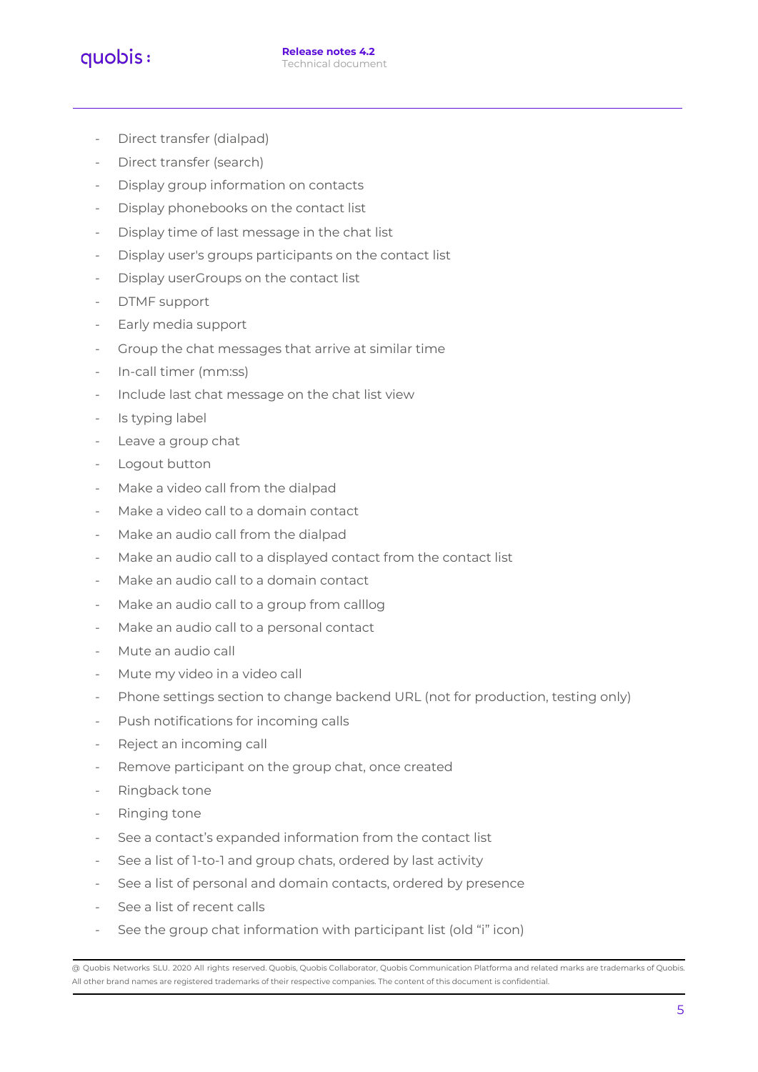- Direct transfer (dialpad)
- Direct transfer (search)
- Display group information on contacts
- Display phonebooks on the contact list
- Display time of last message in the chat list
- Display user's groups participants on the contact list
- Display userGroups on the contact list
- DTMF support
- Early media support
- Group the chat messages that arrive at similar time
- In-call timer (mm:ss)
- Include last chat message on the chat list view
- Is typing label
- Leave a group chat
- Logout button
- Make a video call from the dialpad
- Make a video call to a domain contact
- Make an audio call from the dialpad
- Make an audio call to a displayed contact from the contact list
- Make an audio call to a domain contact
- Make an audio call to a group from calllog
- Make an audio call to a personal contact
- Mute an audio call
- Mute my video in a video call
- Phone settings section to change backend URL (not for production, testing only)
- Push notifications for incoming calls
- Reject an incoming call
- Remove participant on the group chat, once created
- Ringback tone
- Ringing tone
- See a contact's expanded information from the contact list
- See a list of 1-to-1 and group chats, ordered by last activity
- See a list of personal and domain contacts, ordered by presence
- See a list of recent calls
- See the group chat information with participant list (old "i" icon)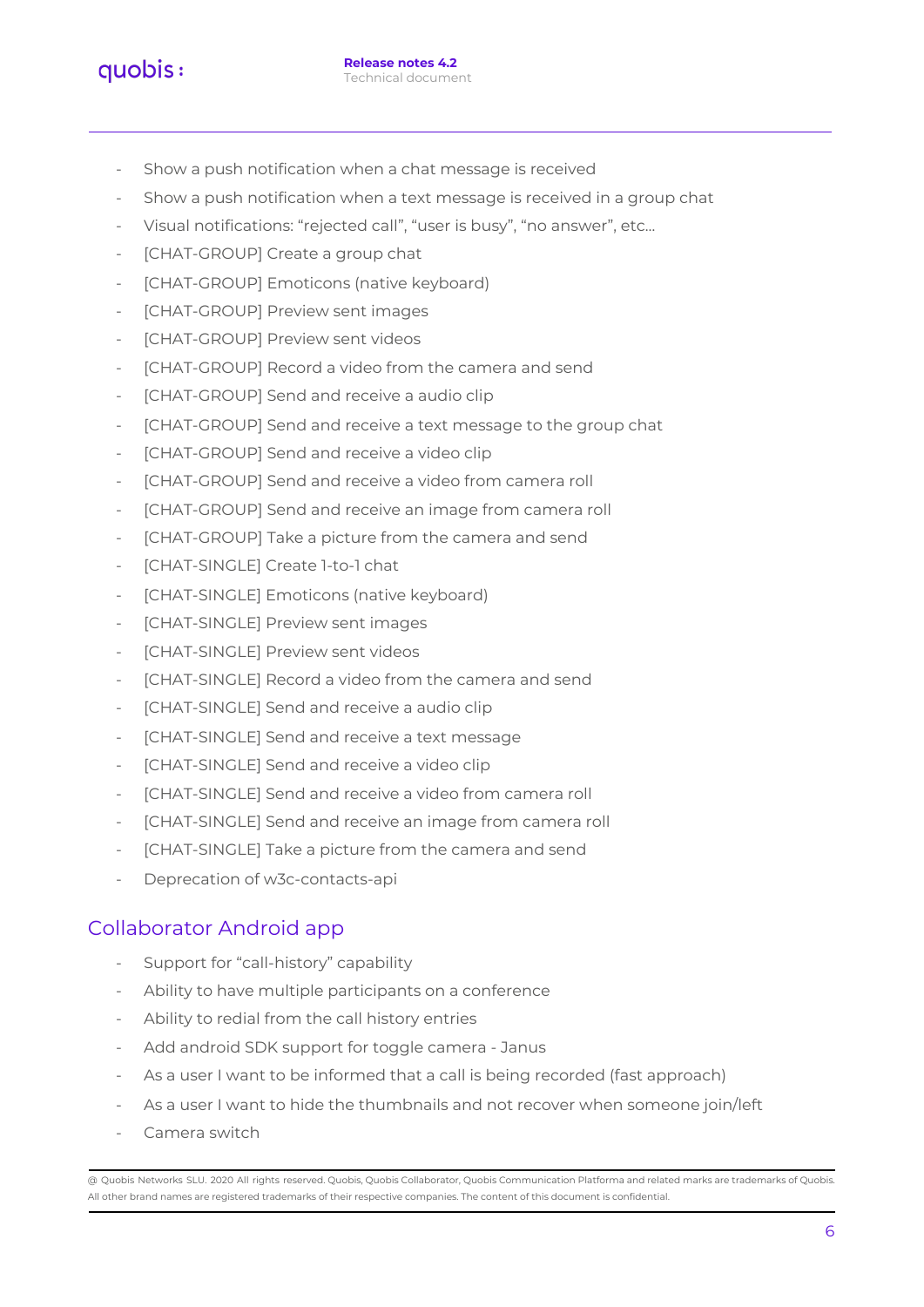- Show a push notification when a chat message is received
- Show a push notification when a text message is received in a group chat
- Visual notifications: “rejected call”, “user is busy”, “no answer”, etc...
- [CHAT-GROUP] Create a group chat
- [CHAT-GROUP] Emoticons (native keyboard)
- [CHAT-GROUP] Preview sent images
- [CHAT-GROUP] Preview sent videos
- [CHAT-GROUP] Record a video from the camera and send
- [CHAT-GROUP] Send and receive a audio clip
- [CHAT-GROUP] Send and receive a text message to the group chat
- [CHAT-GROUP] Send and receive a video clip
- [CHAT-GROUP] Send and receive a video from camera roll
- [CHAT-GROUP] Send and receive an image from camera roll
- [CHAT-GROUP] Take a picture from the camera and send
- [CHAT-SINGLE] Create 1-to-1 chat
- [CHAT-SINGLE] Emoticons (native keyboard)
- [CHAT-SINGLE] Preview sent images
- [CHAT-SINGLE] Preview sent videos
- [CHAT-SINGLE] Record a video from the camera and send
- [CHAT-SINGLE] Send and receive a audio clip
- [CHAT-SINGLE] Send and receive a text message
- [CHAT-SINGLE] Send and receive a video clip
- [CHAT-SINGLE] Send and receive a video from camera roll
- [CHAT-SINGLE] Send and receive an image from camera roll
- [CHAT-SINGLE] Take a picture from the camera and send
- Deprecation of w3c-contacts-api

## Collaborator Android app

- Support for “call-history” capability
- Ability to have multiple participants on a conference
- Ability to redial from the call history entries
- Add android SDK support for toggle camera - Janus
- As a user I want to be informed that a call is being recorded (fast approach)
- As a user I want to hide the thumbnails and not recover when someone join/left
- Camera switch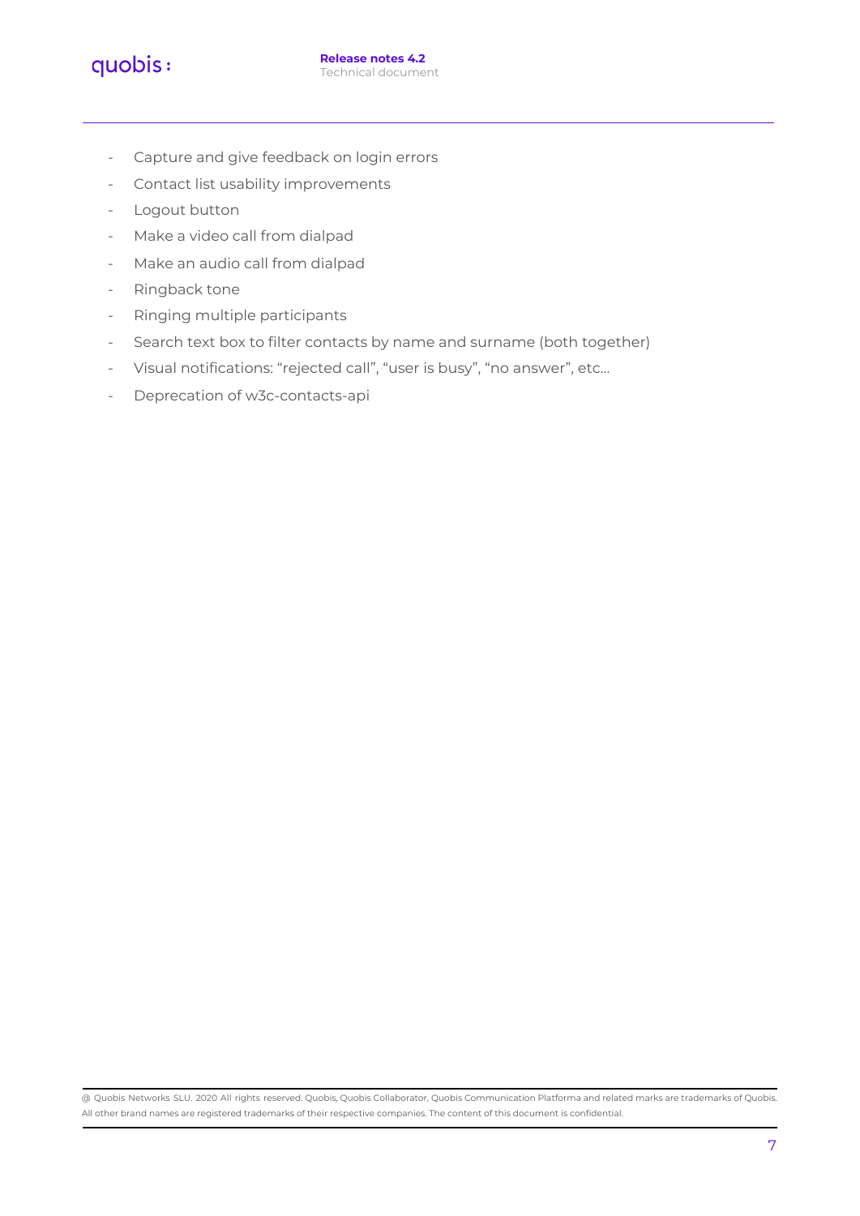- Capture and give feedback on login errors
- Contact list usability improvements
- Logout button
- Make a video call from dialpad
- Make an audio call from dialpad
- Ringback tone
- Ringing multiple participants
- Search text box to filter contacts by name and surname (both together)
- Visual notifications: “rejected call”, “user is busy”, “no answer”, etc...
- Deprecation of w3c-contacts-api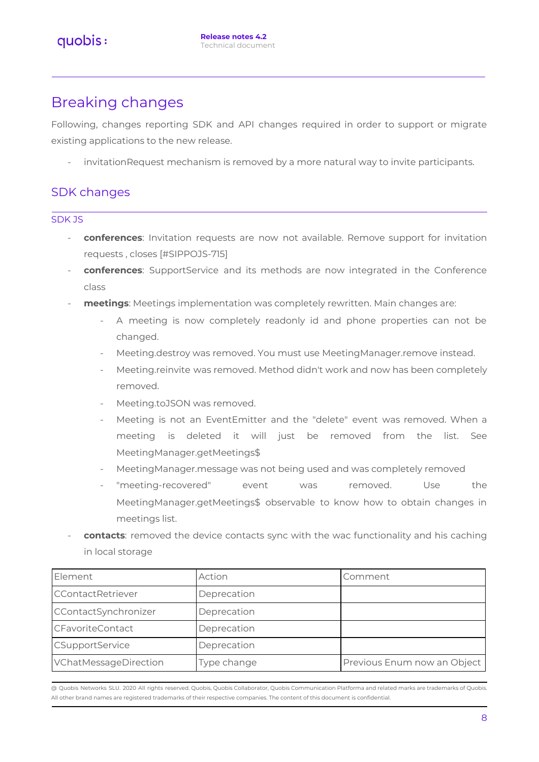# Breaking changes

Following, changes reporting SDK and API changes required in order to support or migrate existing applications to the new release.

- invitationRequest mechanism is removed by a more natural way to invite participants.

## SDK changes

### SDK JS

- **conferences**: Invitation requests are now not available. Remove support for invitation requests , closes [#SIPPOJS-715]
- **conferences**: SupportService and its methods are now integrated in the Conference class
- **meetings**: Meetings implementation was completely rewritten. Main changes are:
  - A meeting is now completely readonly id and phone properties can not be changed.
  - Meeting.destroy was removed. You must use MeetingManager.remove instead.
  - Meeting.reinvite was removed. Method didn't work and now has been completely removed.
  - Meeting.toJSON was removed.
  - Meeting is not an EventEmitter and the "delete" event was removed. When a meeting is deleted it will just be removed from the list. See MeetingManager.getMeetings$
  - MeetingManager.message was not being used and was completely removed
  - "meeting-recovered" event was removed. Use the MeetingManager.getMeetings$ observable to know how to obtain changes in meetings list.
- **contacts**: removed the device contacts sync with the wac functionality and his caching in local storage

| Element | Action | Comment |
|---|---|---|
| CContactRetriever | Deprecation | |
| CContactSynchronizer | Deprecation | |
| CFavoriteContact | Deprecation | |
| CSupportService | Deprecation | |
| VChatMessageDirection | Type change | Previous Enum now an Object |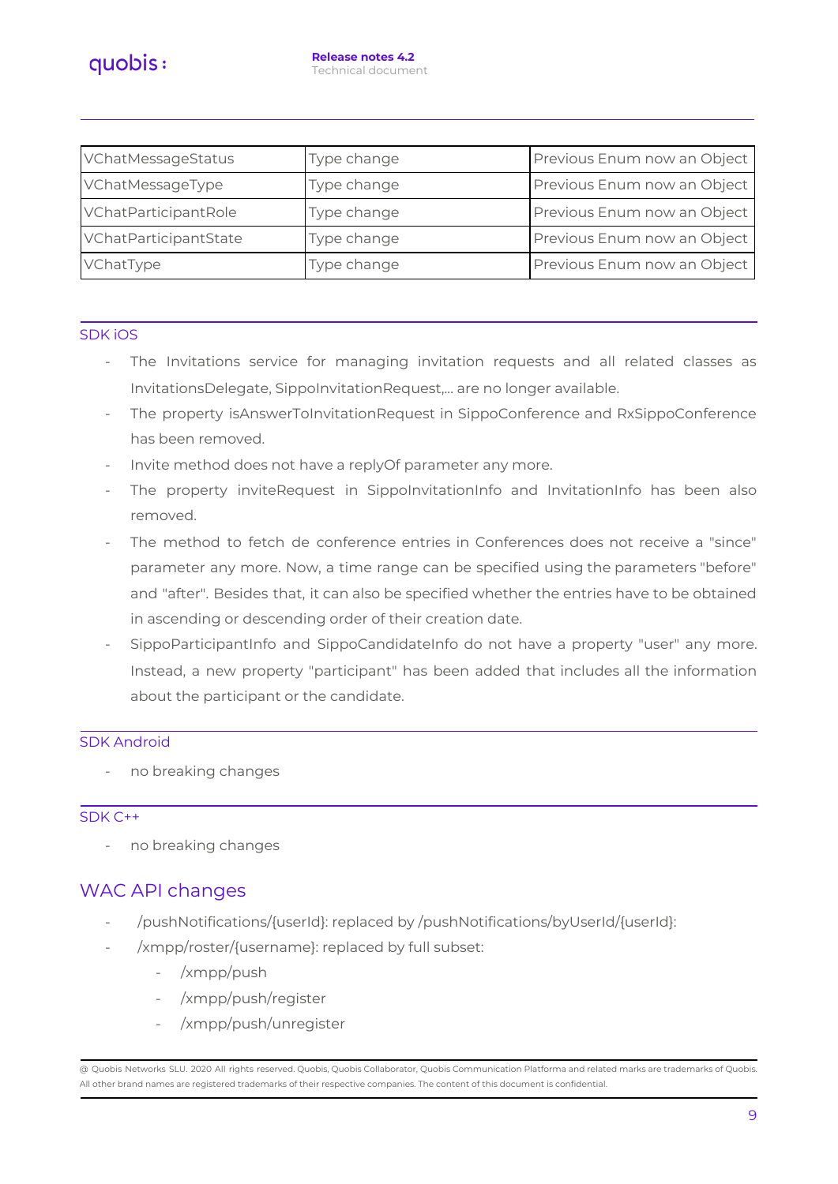| VChatMessageStatus | Type change | Previous Enum now an Object |
|---|---|---|
| VChatMessageType | Type change | Previous Enum now an Object |
| VChatParticipantRole | Type change | Previous Enum now an Object |
| VChatParticipantState | Type change | Previous Enum now an Object |
| VChatType | Type change | Previous Enum now an Object |

### SDK iOS

- The Invitations service for managing invitation requests and all related classes as InvitationsDelegate, SippoInvitationRequest,... are no longer available.
- The property isAnswerToInvitationRequest in SippoConference and RxSippoConference has been removed.
- Invite method does not have a replyOf parameter any more.
- The property inviteRequest in SippoInvitationInfo and InvitationInfo has been also removed.
- The method to fetch de conference entries in Conferences does not receive a "since" parameter any more. Now, a time range can be specified using the parameters "before" and "after". Besides that, it can also be specified whether the entries have to be obtained in ascending or descending order of their creation date.
- SippoParticipantInfo and SippoCandidateInfo do not have a property "user" any more. Instead, a new property "participant" has been added that includes all the information about the participant or the candidate.

### SDK Android

- no breaking changes

### SDK C++

- no breaking changes

## WAC API changes

- /pushNotifications/{userId}: replaced by /pushNotifications/byUserId/{userId}:
- /xmpp/roster/{username}: replaced by full subset:
  - /xmpp/push
  - /xmpp/push/register
  - /xmpp/push/unregister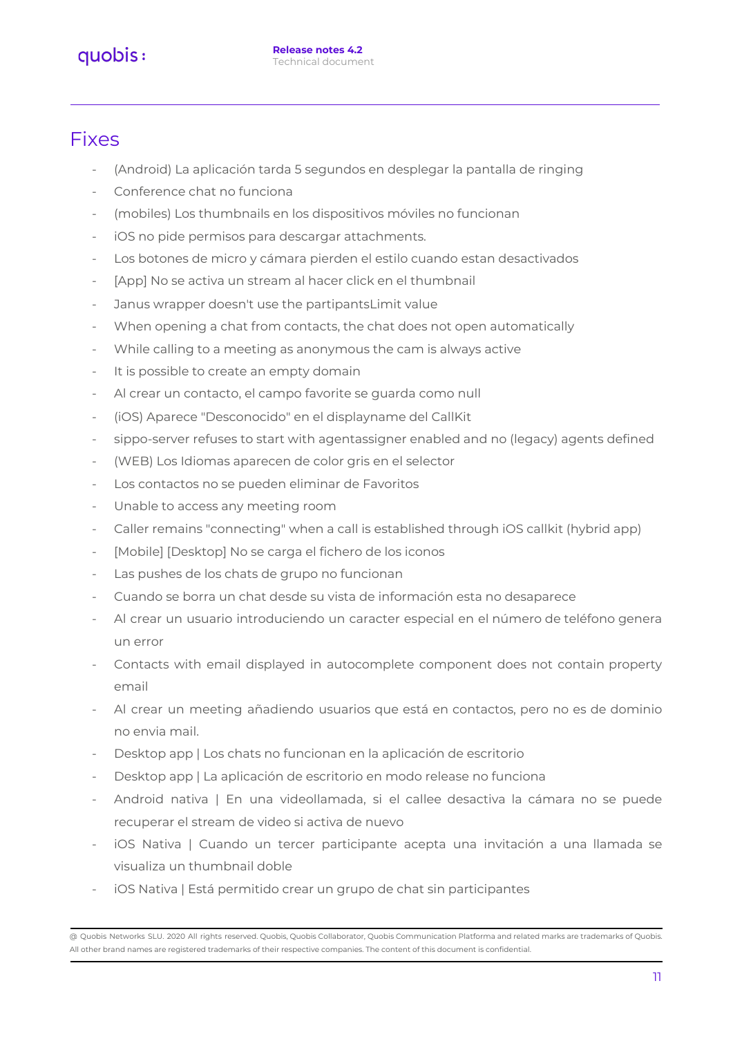## Fixes

- (Android) La aplicación tarda 5 segundos en desplegar la pantalla de ringing
- Conference chat no funciona
- (mobiles) Los thumbnails en los dispositivos móviles no funcionan
- iOS no pide permisos para descargar attachments.
- Los botones de micro y cámara pierden el estilo cuando estan desactivados
- [App] No se activa un stream al hacer click en el thumbnail
- Janus wrapper doesn't use the partipantsLimit value
- When opening a chat from contacts, the chat does not open automatically
- While calling to a meeting as anonymous the cam is always active
- It is possible to create an empty domain
- Al crear un contacto, el campo favorite se guarda como null
- (iOS) Aparece "Desconocido" en el displayname del CallKit
- sippo-server refuses to start with agentassigner enabled and no (legacy) agents defined
- (WEB) Los Idiomas aparecen de color gris en el selector
- Los contactos no se pueden eliminar de Favoritos
- Unable to access any meeting room
- Caller remains "connecting" when a call is established through iOS callkit (hybrid app)
- [Mobile] [Desktop] No se carga el fichero de los iconos
- Las pushes de los chats de grupo no funcionan
- Cuando se borra un chat desde su vista de información esta no desaparece
- Al crear un usuario introduciendo un caracter especial en el número de teléfono genera un error
- Contacts with email displayed in autocomplete component does not contain property email
- Al crear un meeting añadiendo usuarios que está en contactos, pero no es de dominio no envia mail.
- Desktop app | Los chats no funcionan en la aplicación de escritorio
- Desktop app | La aplicación de escritorio en modo release no funciona
- Android nativa | En una videollamada, si el callee desactiva la cámara no se puede recuperar el stream de video si activa de nuevo
- iOS Nativa | Cuando un tercer participante acepta una invitación a una llamada se visualiza un thumbnail doble
- iOS Nativa | Está permitido crear un grupo de chat sin participantes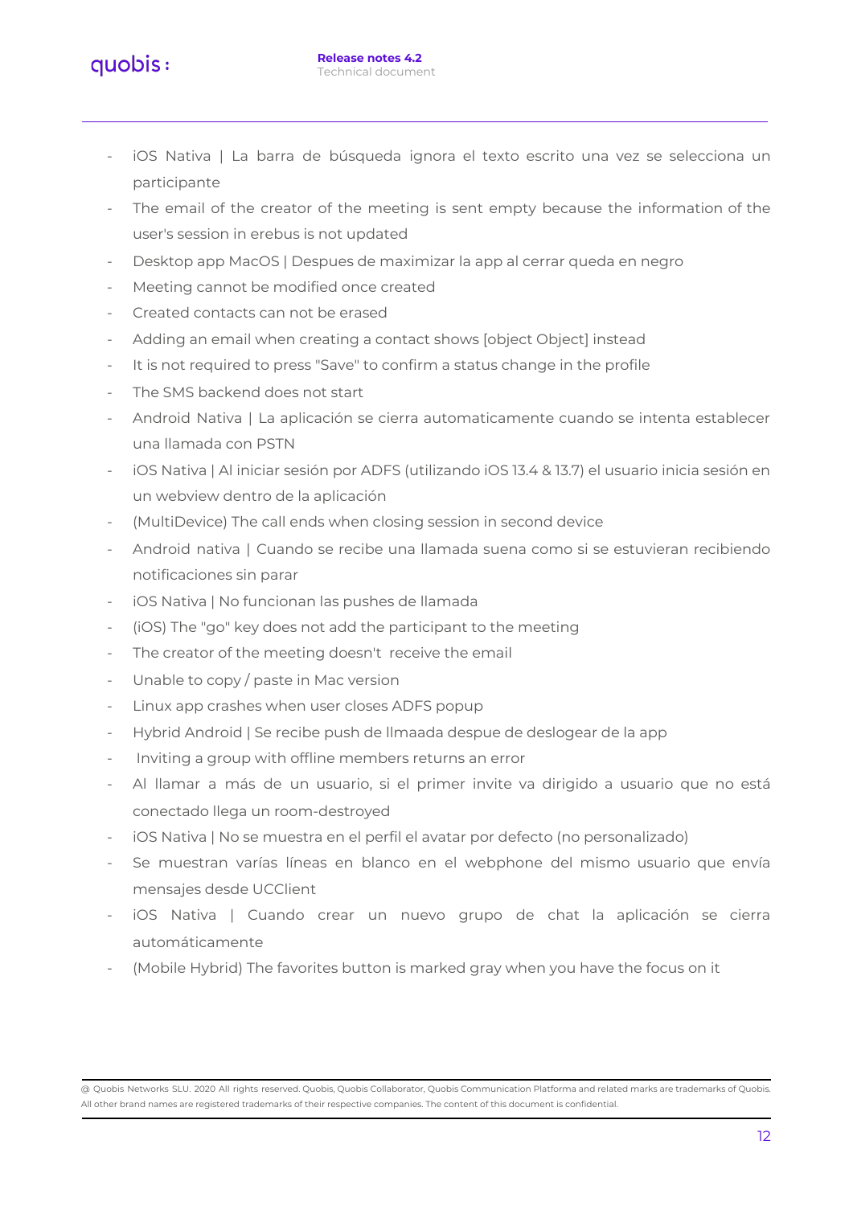- iOS Nativa | La barra de búsqueda ignora el texto escrito una vez se selecciona un participante
- The email of the creator of the meeting is sent empty because the information of the user's session in erebus is not updated
- Desktop app MacOS | Despues de maximizar la app al cerrar queda en negro
- Meeting cannot be modified once created
- Created contacts can not be erased
- Adding an email when creating a contact shows [object Object] instead
- It is not required to press "Save" to confirm a status change in the profile
- The SMS backend does not start
- Android Nativa | La aplicación se cierra automaticamente cuando se intenta establecer una llamada con PSTN
- iOS Nativa | Al iniciar sesión por ADFS (utilizando iOS 13.4 & 13.7) el usuario inicia sesión en un webview dentro de la aplicación
- (MultiDevice) The call ends when closing session in second device
- Android nativa | Cuando se recibe una llamada suena como si se estuvieran recibiendo notificaciones sin parar
- iOS Nativa | No funcionan las pushes de llamada
- (iOS) The "go" key does not add the participant to the meeting
- The creator of the meeting doesn't receive the email
- Unable to copy / paste in Mac version
- Linux app crashes when user closes ADFS popup
- Hybrid Android | Se recibe push de llmaada despue de deslogear de la app
- Inviting a group with offline members returns an error
- Al llamar a más de un usuario, si el primer invite va dirigido a usuario que no está conectado llega un room-destroyed
- iOS Nativa | No se muestra en el perfil el avatar por defecto (no personalizado)
- Se muestran varías líneas en blanco en el webphone del mismo usuario que envía mensajes desde UCClient
- iOS Nativa | Cuando crear un nuevo grupo de chat la aplicación se cierra automáticamente
- (Mobile Hybrid) The favorites button is marked gray when you have the focus on it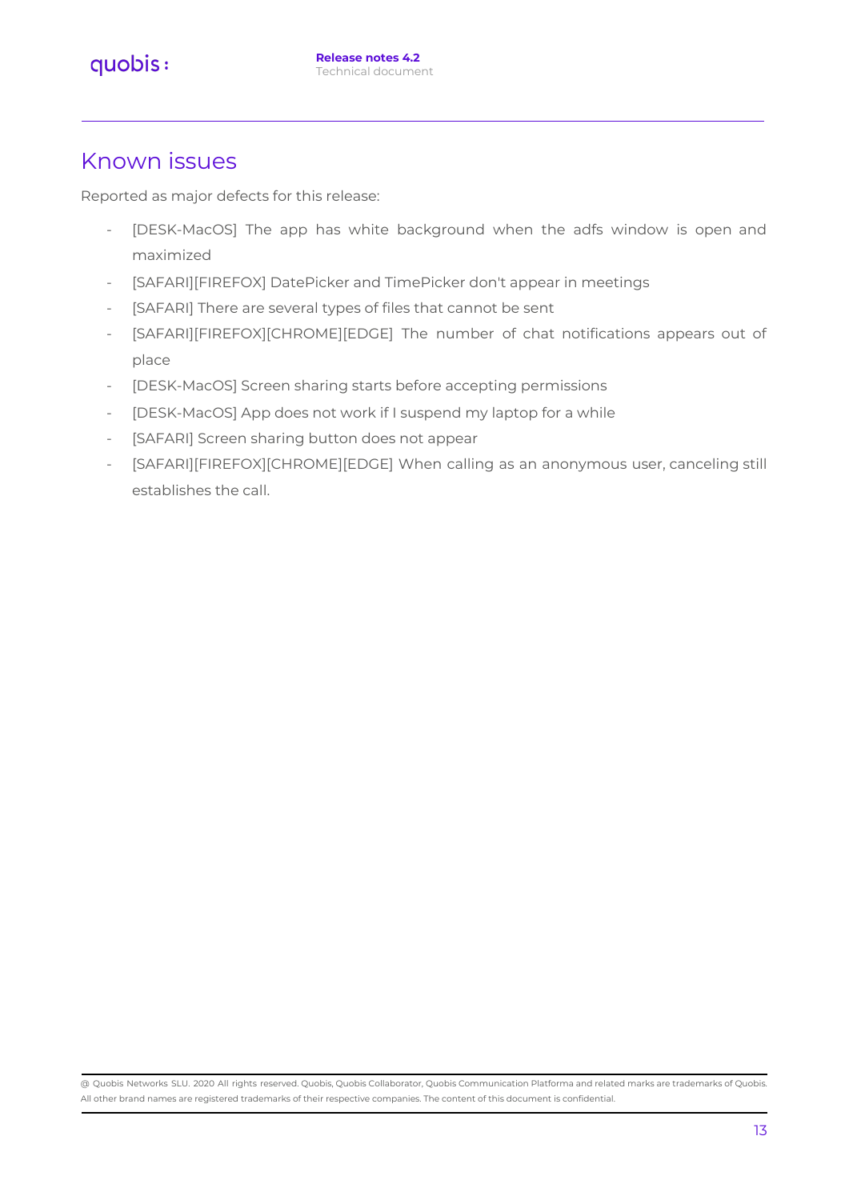# Known issues

Reported as major defects for this release:

- [DESK-MacOS] The app has white background when the adfs window is open and maximized
- [SAFARI][FIREFOX] DatePicker and TimePicker don't appear in meetings
- [SAFARI] There are several types of files that cannot be sent
- [SAFARI][FIREFOX][CHROME][EDGE] The number of chat notifications appears out of place
- [DESK-MacOS] Screen sharing starts before accepting permissions
- [DESK-MacOS] App does not work if I suspend my laptop for a while
- [SAFARI] Screen sharing button does not appear
- [SAFARI][FIREFOX][CHROME][EDGE] When calling as an anonymous user, canceling still establishes the call.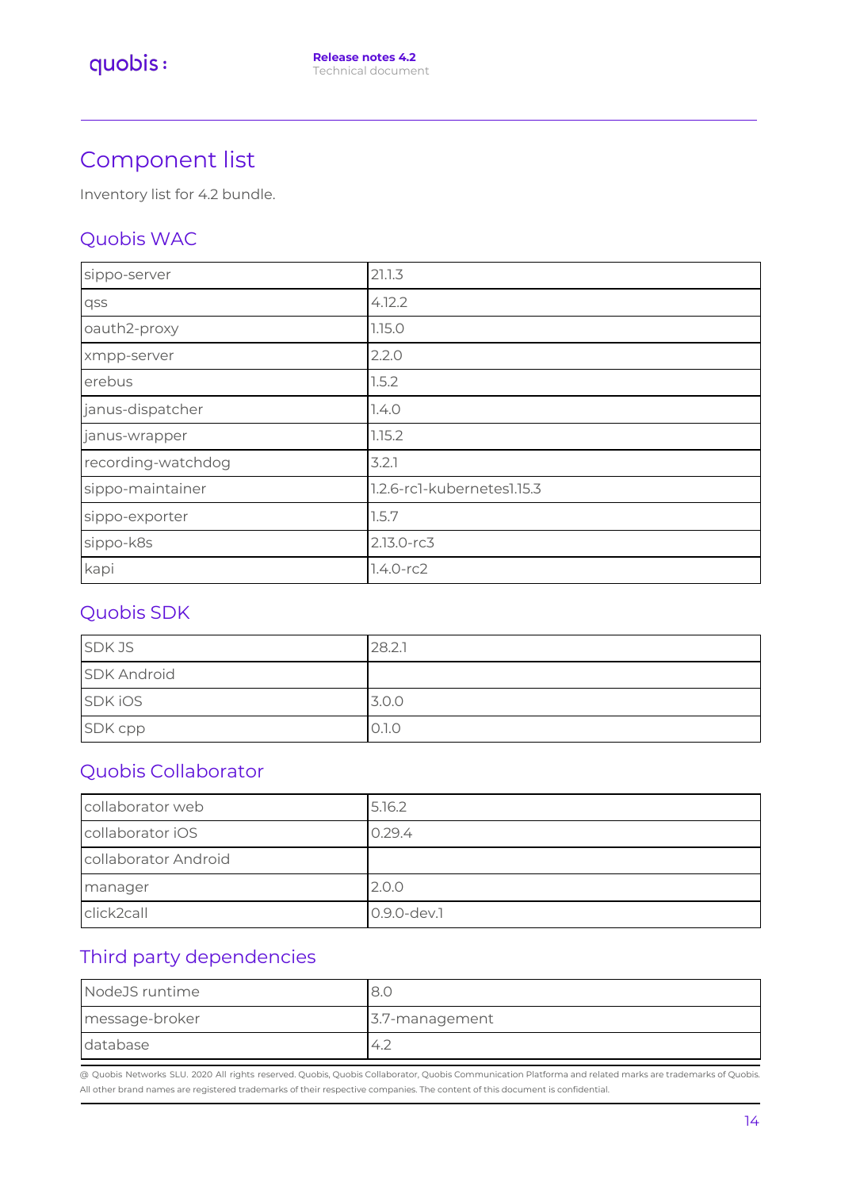# Component list

Inventory list for 4.2 bundle.

## Quobis WAC

| | |
|---|---|
| sippo-server | 21.1.3 |
| qss | 4.12.2 |
| oauth2-proxy | 1.15.0 |
| xmpp-server | 2.2.0 |
| erebus | 1.5.2 |
| janus-dispatcher | 1.4.0 |
| janus-wrapper | 1.15.2 |
| recording-watchdog | 3.2.1 |
| sippo-maintainer | 1.2.6-rc1-kubernetes1.15.3 |
| sippo-exporter | 1.5.7 |
| sippo-k8s | 2.13.0-rc3 |
| kapi | 1.4.0-rc2 |

## Quobis SDK

| | |
|---|---|
| SDK JS | 28.2.1 |
| SDK Android | |
| SDK iOS | 3.0.0 |
| SDK cpp | 0.1.0 |

## Quobis Collaborator

| | |
|---|---|
| collaborator web | 5.16.2 |
| collaborator iOS | 0.29.4 |
| collaborator Android | |
| manager | 2.0.0 |
| click2call | 0.9.0-dev.1 |

## Third party dependencies

| | |
|---|---|
| NodeJS runtime | 8.0 |
| message-broker | 3.7-management |
| database | 4.2 |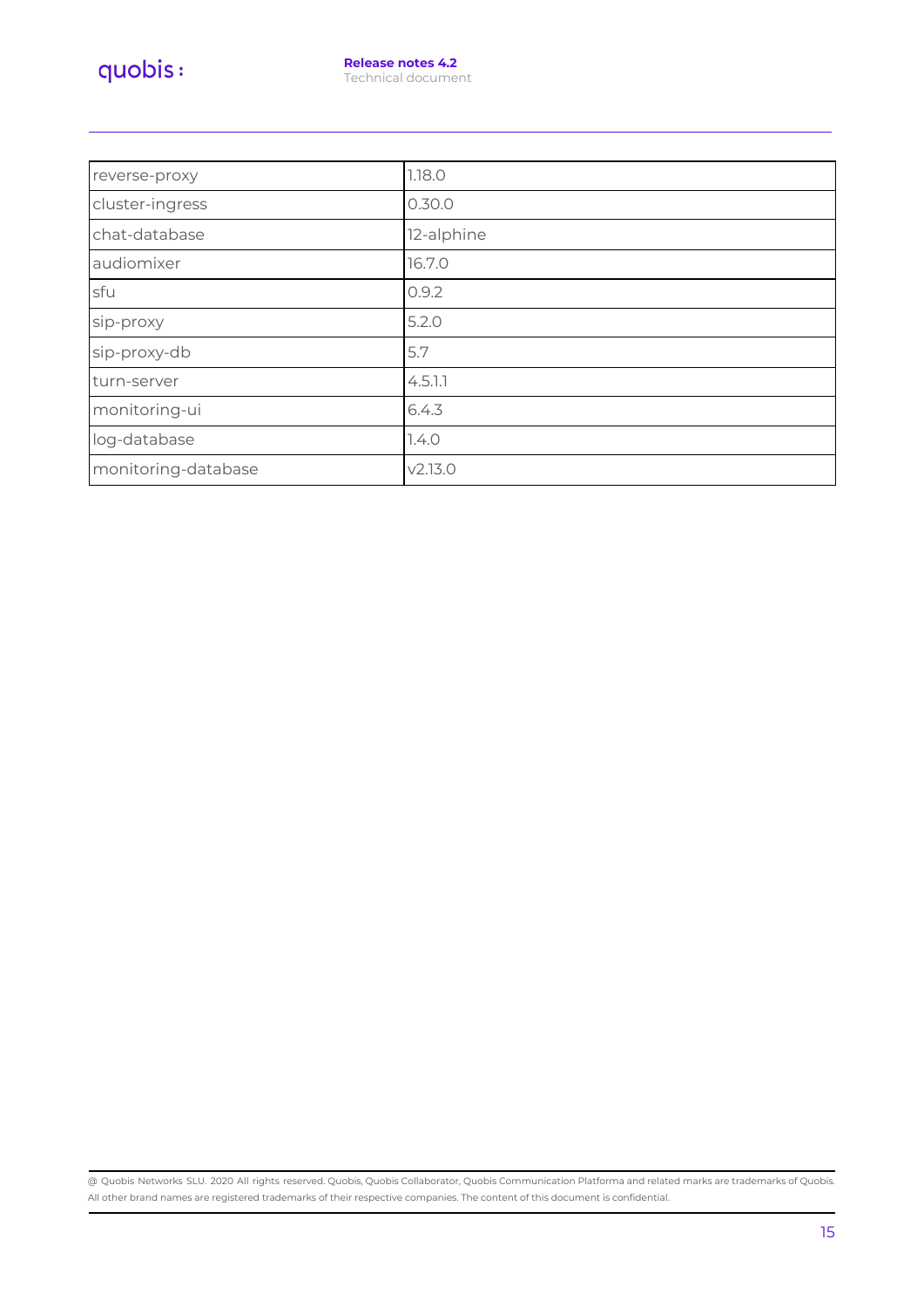| | |
|---|---|
| reverse-proxy | 1.18.0 |
| cluster-ingress | 0.30.0 |
| chat-database | 12-alphine |
| audiomixer | 16.7.0 |
| sfu | 0.9.2 |
| sip-proxy | 5.2.0 |
| sip-proxy-db | 5.7 |
| turn-server | 4.5.1.1 |
| monitoring-ui | 6.4.3 |
| log-database | 1.4.0 |
| monitoring-database | v2.13.0 |